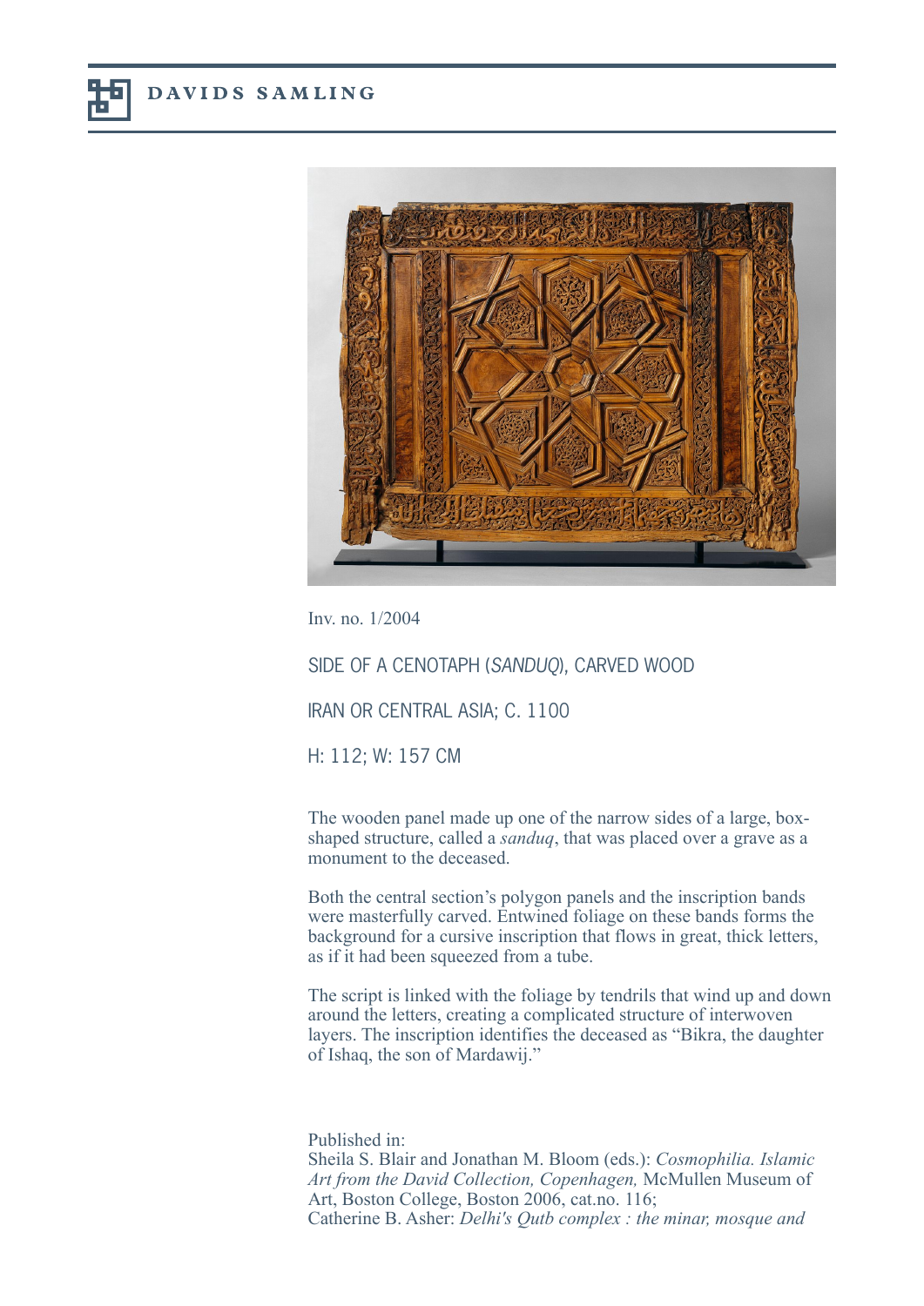DAVIDS SAMLING

Inv. no. 1/2004

SIDE OF A CENOTAPH (*SANDUQ*), CARVED WOOD

IRAN OR CENTRAL ASIA; C. 1100

H: 112; W: 157 CM

The wooden panel made up one of the narrow sides of a large, box-shaped structure, called a *sanduq*, that was placed over a grave as a monument to the deceased.

Both the central section's polygon panels and the inscription bands were masterfully carved. Entwined foliage on these bands forms the background for a cursive inscription that flows in great, thick letters, as if it had been squeezed from a tube.

The script is linked with the foliage by tendrils that wind up and down around the letters, creating a complicated structure of interwoven layers. The inscription identifies the deceased as "Bikra, the daughter of Ishaq, the son of Mardawij."

Published in:
Sheila S. Blair and Jonathan M. Bloom (eds.): *Cosmophilia. Islamic Art from the David Collection, Copenhagen,* McMullen Museum of Art, Boston College, Boston 2006, cat.no. 116;
Catherine B. Asher: *Delhi's Qutb complex : the minar, mosque and*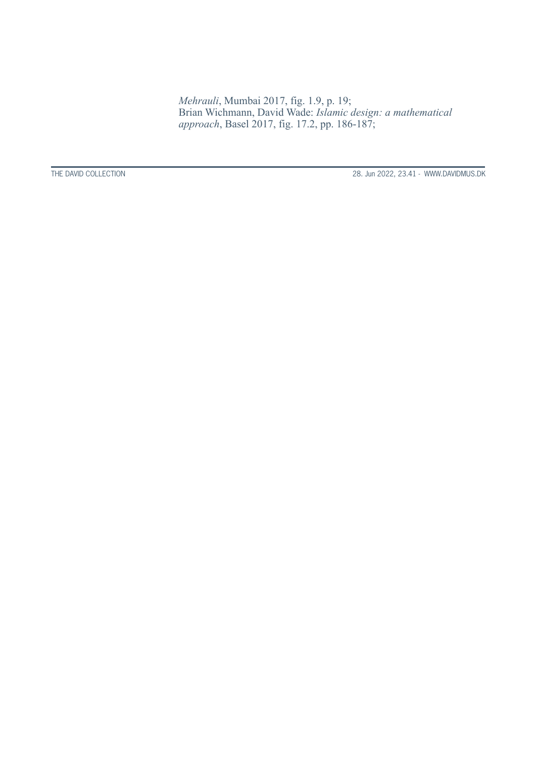*Mehrauli*, Mumbai 2017, fig. 1.9, p. 19;
Brian Wichmann, David Wade: *Islamic design: a mathematical approach*, Basel 2017, fig. 17.2, pp. 186-187;